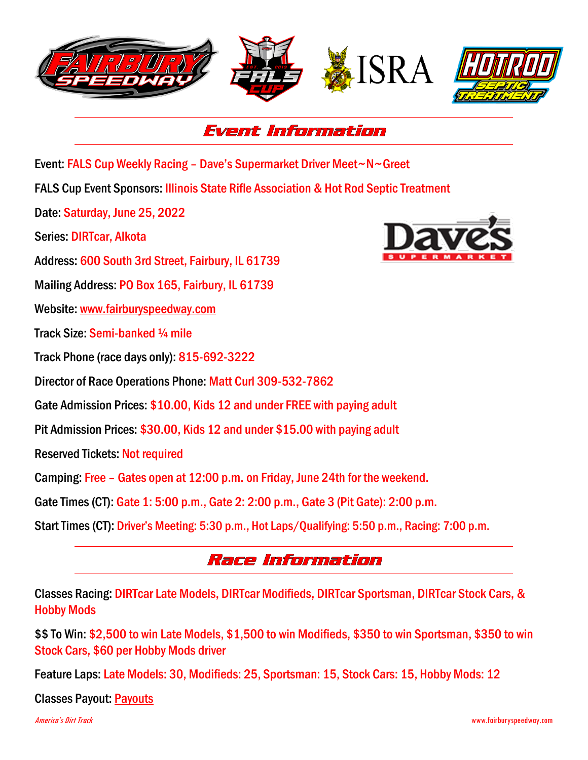## Event Information

Event: FALS Cup Weekly Racing – Dave's Supermarket Driver Meet~N~Greet

FALS Cup Event Sponsors: Illinois State Rifle Association & Hot Rod Septic Treatment

Date: Saturday, June 25, 2022

Series: DIRTcar, Alkota

Address: 600 South 3rd Street, Fairbury, IL 61739

Mailing Address: PO Box 165, Fairbury, IL 61739

Website: www.fairburyspeedway.com

Track Size: Semi-banked ¼ mile

Track Phone (race days only): 815-692-3222

Director of Race Operations Phone: Matt Curl 309-532-7862

Gate Admission Prices: $10.00, Kids 12 and under FREE with paying adult

Pit Admission Prices: $30.00, Kids 12 and under $15.00 with paying adult

Reserved Tickets: Not required

Camping: Free – Gates open at 12:00 p.m. on Friday, June 24th for the weekend.

Gate Times (CT): Gate 1: 5:00 p.m., Gate 2: 2:00 p.m., Gate 3 (Pit Gate): 2:00 p.m.

Start Times (CT): Driver's Meeting: 5:30 p.m., Hot Laps/Qualifying: 5:50 p.m., Racing: 7:00 p.m.

## Race Information

Classes Racing: DIRTcar Late Models, DIRTcar Modifieds, DIRTcar Sportsman, DIRTcar Stock Cars, & Hobby Mods

$$ To Win: $2,500 to win Late Models, $1,500 to win Modifieds, $350 to win Sportsman, $350 to win Stock Cars, $60 per Hobby Mods driver

Feature Laps: Late Models: 30, Modifieds: 25, Sportsman: 15, Stock Cars: 15, Hobby Mods: 12

Classes Payout: Payouts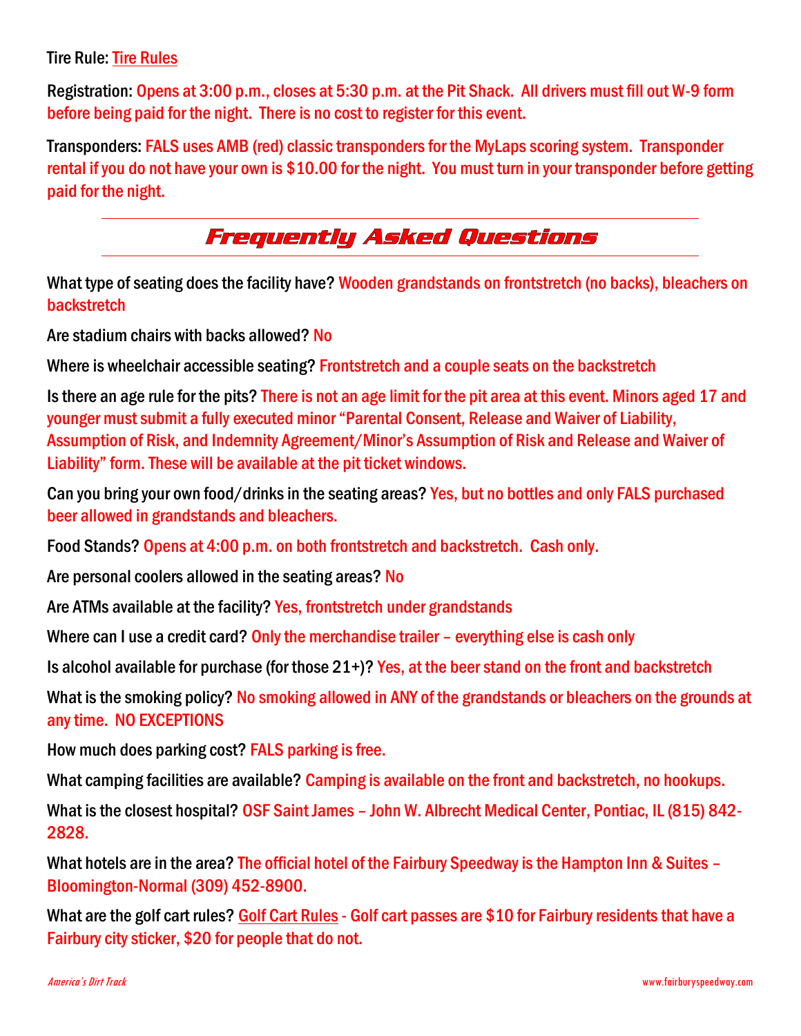Tire Rule: Tire Rules

Registration: Opens at 3:00 p.m., closes at 5:30 p.m. at the Pit Shack. All drivers must fill out W-9 form before being paid for the night. There is no cost to register for this event.

Transponders: FALS uses AMB (red) classic transponders for the MyLaps scoring system. Transponder rental if you do not have your own is $10.00 for the night. You must turn in your transponder before getting paid for the night.

---

## *Frequently Asked Questions*

---

What type of seating does the facility have? Wooden grandstands on frontstretch (no backs), bleachers on backstretch

Are stadium chairs with backs allowed? No

Where is wheelchair accessible seating? Frontstretch and a couple seats on the backstretch

Is there an age rule for the pits? There is not an age limit for the pit area at this event. Minors aged 17 and younger must submit a fully executed minor "Parental Consent, Release and Waiver of Liability, Assumption of Risk, and Indemnity Agreement/Minor's Assumption of Risk and Release and Waiver of Liability" form. These will be available at the pit ticket windows.

Can you bring your own food/drinks in the seating areas? Yes, but no bottles and only FALS purchased beer allowed in grandstands and bleachers.

Food Stands? Opens at 4:00 p.m. on both frontstretch and backstretch. Cash only.

Are personal coolers allowed in the seating areas? No

Are ATMs available at the facility? Yes, frontstretch under grandstands

Where can I use a credit card? Only the merchandise trailer – everything else is cash only

Is alcohol available for purchase (for those 21+)? Yes, at the beer stand on the front and backstretch

What is the smoking policy? No smoking allowed in ANY of the grandstands or bleachers on the grounds at any time. NO EXCEPTIONS

How much does parking cost? FALS parking is free.

What camping facilities are available? Camping is available on the front and backstretch, no hookups.

What is the closest hospital? OSF Saint James – John W. Albrecht Medical Center, Pontiac, IL (815) 842-2828.

What hotels are in the area? The official hotel of the Fairbury Speedway is the Hampton Inn & Suites – Bloomington-Normal (309) 452-8900.

What are the golf cart rules? Golf Cart Rules - Golf cart passes are $10 for Fairbury residents that have a Fairbury city sticker, $20 for people that do not.